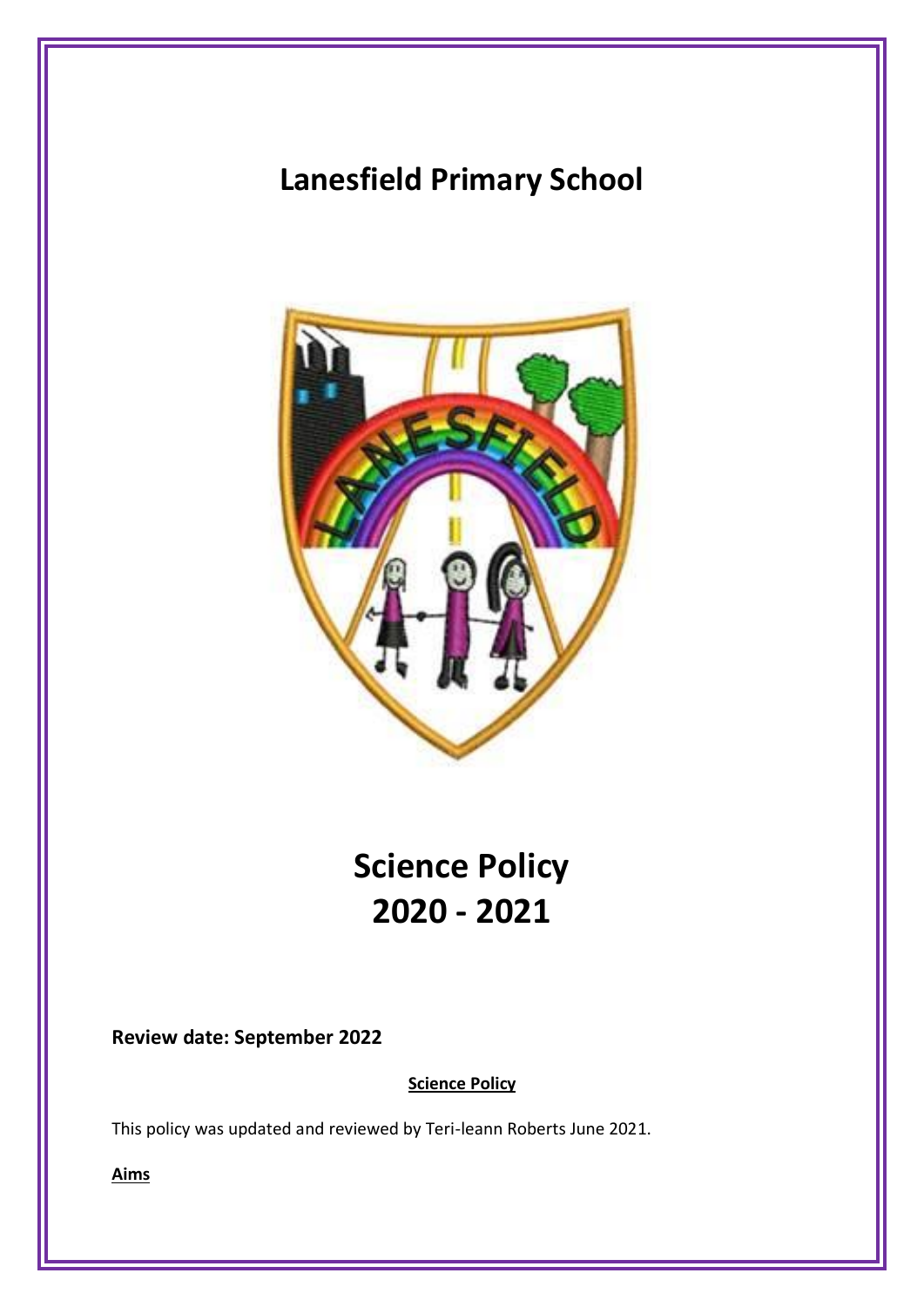# Lanesfield Primary School

# Science Policy 2020 - 2021

**Review date: September 2022**

**Science Policy**

This policy was updated and reviewed by Teri-leann Roberts June 2021.

**Aims**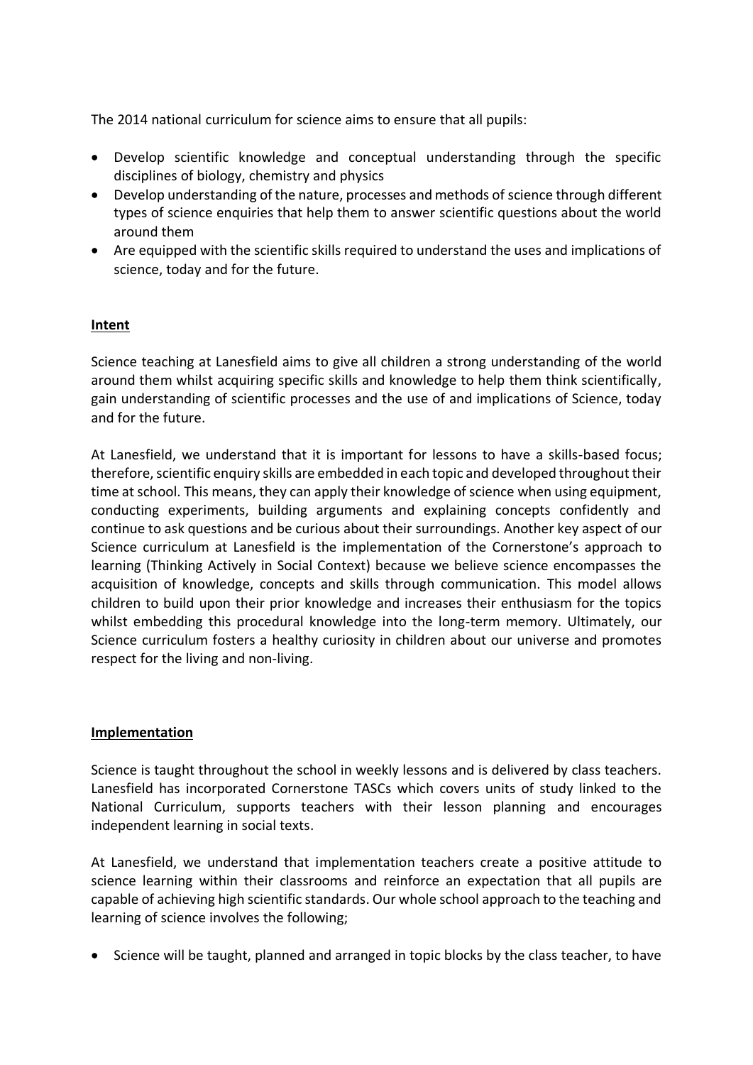The 2014 national curriculum for science aims to ensure that all pupils:

- Develop scientific knowledge and conceptual understanding through the specific disciplines of biology, chemistry and physics
- Develop understanding of the nature, processes and methods of science through different types of science enquiries that help them to answer scientific questions about the world around them
- Are equipped with the scientific skills required to understand the uses and implications of science, today and for the future.

## Intent

Science teaching at Lanesfield aims to give all children a strong understanding of the world around them whilst acquiring specific skills and knowledge to help them think scientifically, gain understanding of scientific processes and the use of and implications of Science, today and for the future.

At Lanesfield, we understand that it is important for lessons to have a skills-based focus; therefore, scientific enquiry skills are embedded in each topic and developed throughout their time at school. This means, they can apply their knowledge of science when using equipment, conducting experiments, building arguments and explaining concepts confidently and continue to ask questions and be curious about their surroundings. Another key aspect of our Science curriculum at Lanesfield is the implementation of the Cornerstone's approach to learning (Thinking Actively in Social Context) because we believe science encompasses the acquisition of knowledge, concepts and skills through communication. This model allows children to build upon their prior knowledge and increases their enthusiasm for the topics whilst embedding this procedural knowledge into the long-term memory. Ultimately, our Science curriculum fosters a healthy curiosity in children about our universe and promotes respect for the living and non-living.

## Implementation

Science is taught throughout the school in weekly lessons and is delivered by class teachers. Lanesfield has incorporated Cornerstone TASCs which covers units of study linked to the National Curriculum, supports teachers with their lesson planning and encourages independent learning in social texts.

At Lanesfield, we understand that implementation teachers create a positive attitude to science learning within their classrooms and reinforce an expectation that all pupils are capable of achieving high scientific standards. Our whole school approach to the teaching and learning of science involves the following;

- Science will be taught, planned and arranged in topic blocks by the class teacher, to have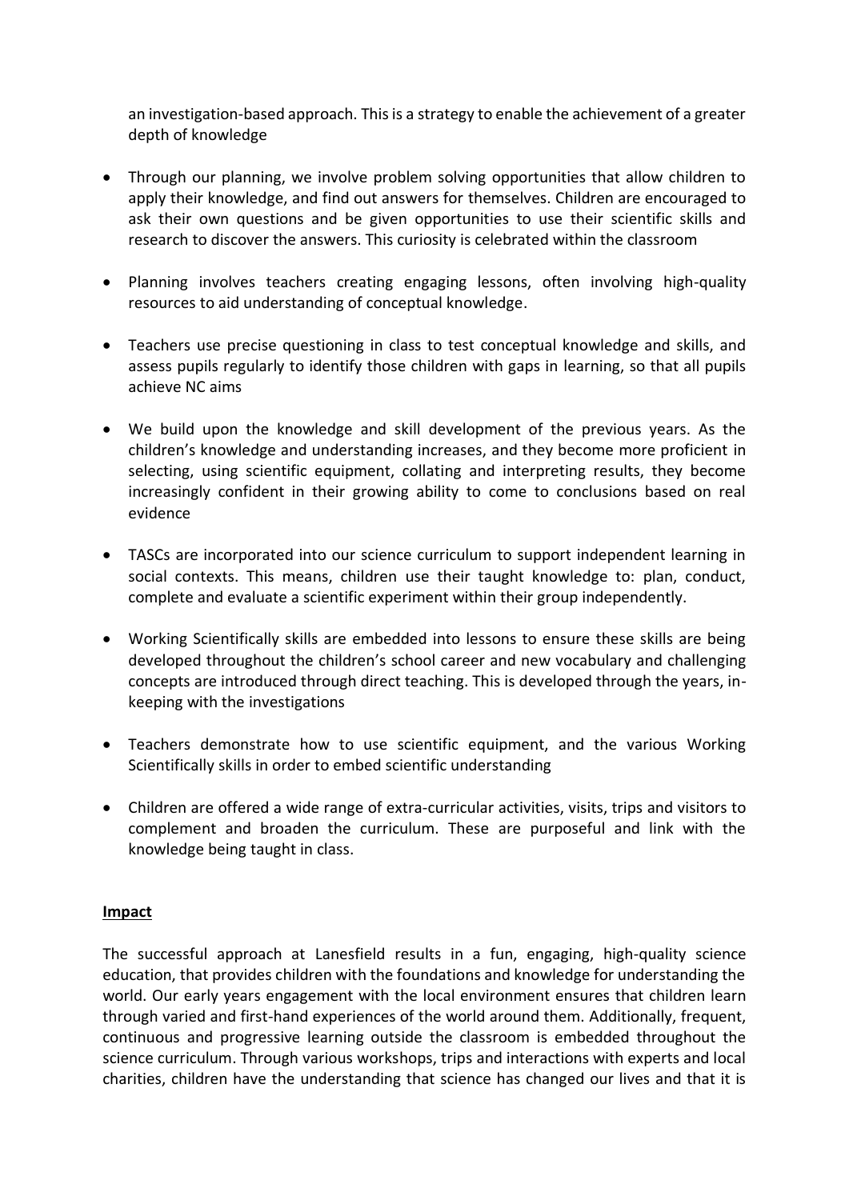an investigation-based approach. This is a strategy to enable the achievement of a greater depth of knowledge

- Through our planning, we involve problem solving opportunities that allow children to apply their knowledge, and find out answers for themselves. Children are encouraged to ask their own questions and be given opportunities to use their scientific skills and research to discover the answers. This curiosity is celebrated within the classroom
- Planning involves teachers creating engaging lessons, often involving high-quality resources to aid understanding of conceptual knowledge.
- Teachers use precise questioning in class to test conceptual knowledge and skills, and assess pupils regularly to identify those children with gaps in learning, so that all pupils achieve NC aims
- We build upon the knowledge and skill development of the previous years. As the children's knowledge and understanding increases, and they become more proficient in selecting, using scientific equipment, collating and interpreting results, they become increasingly confident in their growing ability to come to conclusions based on real evidence
- TASCs are incorporated into our science curriculum to support independent learning in social contexts. This means, children use their taught knowledge to: plan, conduct, complete and evaluate a scientific experiment within their group independently.
- Working Scientifically skills are embedded into lessons to ensure these skills are being developed throughout the children's school career and new vocabulary and challenging concepts are introduced through direct teaching. This is developed through the years, in-keeping with the investigations
- Teachers demonstrate how to use scientific equipment, and the various Working Scientifically skills in order to embed scientific understanding
- Children are offered a wide range of extra-curricular activities, visits, trips and visitors to complement and broaden the curriculum. These are purposeful and link with the knowledge being taught in class.

## Impact

The successful approach at Lanesfield results in a fun, engaging, high-quality science education, that provides children with the foundations and knowledge for understanding the world. Our early years engagement with the local environment ensures that children learn through varied and first-hand experiences of the world around them. Additionally, frequent, continuous and progressive learning outside the classroom is embedded throughout the science curriculum. Through various workshops, trips and interactions with experts and local charities, children have the understanding that science has changed our lives and that it is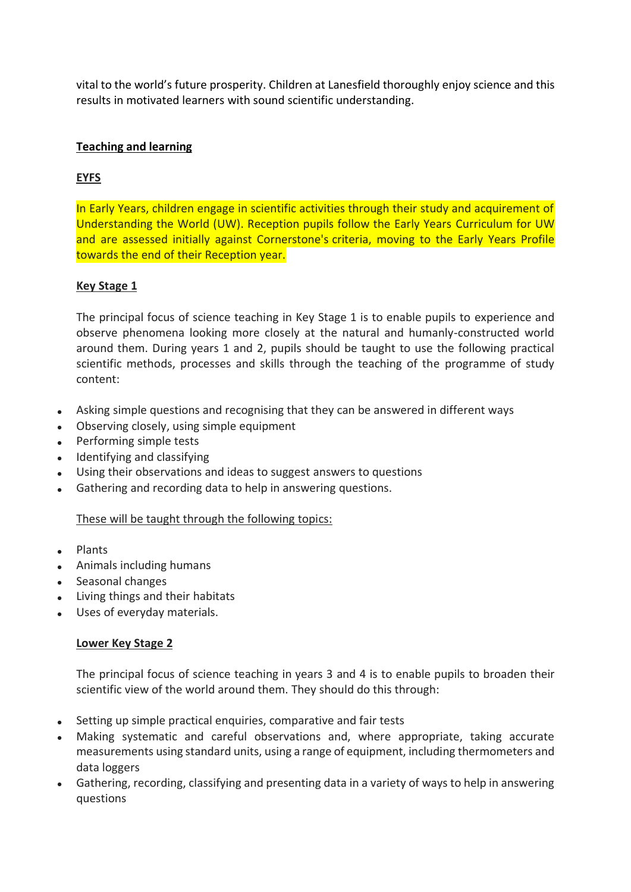vital to the world's future prosperity. Children at Lanesfield thoroughly enjoy science and this results in motivated learners with sound scientific understanding.

## Teaching and learning

### EYFS

In Early Years, children engage in scientific activities through their study and acquirement of Understanding the World (UW). Reception pupils follow the Early Years Curriculum for UW and are assessed initially against Cornerstone's criteria, moving to the Early Years Profile towards the end of their Reception year.

### Key Stage 1

The principal focus of science teaching in Key Stage 1 is to enable pupils to experience and observe phenomena looking more closely at the natural and humanly-constructed world around them. During years 1 and 2, pupils should be taught to use the following practical scientific methods, processes and skills through the teaching of the programme of study content:

- Asking simple questions and recognising that they can be answered in different ways
- Observing closely, using simple equipment
- Performing simple tests
- Identifying and classifying
- Using their observations and ideas to suggest answers to questions
- Gathering and recording data to help in answering questions.

These will be taught through the following topics:

- Plants
- Animals including humans
- Seasonal changes
- Living things and their habitats
- Uses of everyday materials.

### Lower Key Stage 2

The principal focus of science teaching in years 3 and 4 is to enable pupils to broaden their scientific view of the world around them. They should do this through:

- Setting up simple practical enquiries, comparative and fair tests
- Making systematic and careful observations and, where appropriate, taking accurate measurements using standard units, using a range of equipment, including thermometers and data loggers
- Gathering, recording, classifying and presenting data in a variety of ways to help in answering questions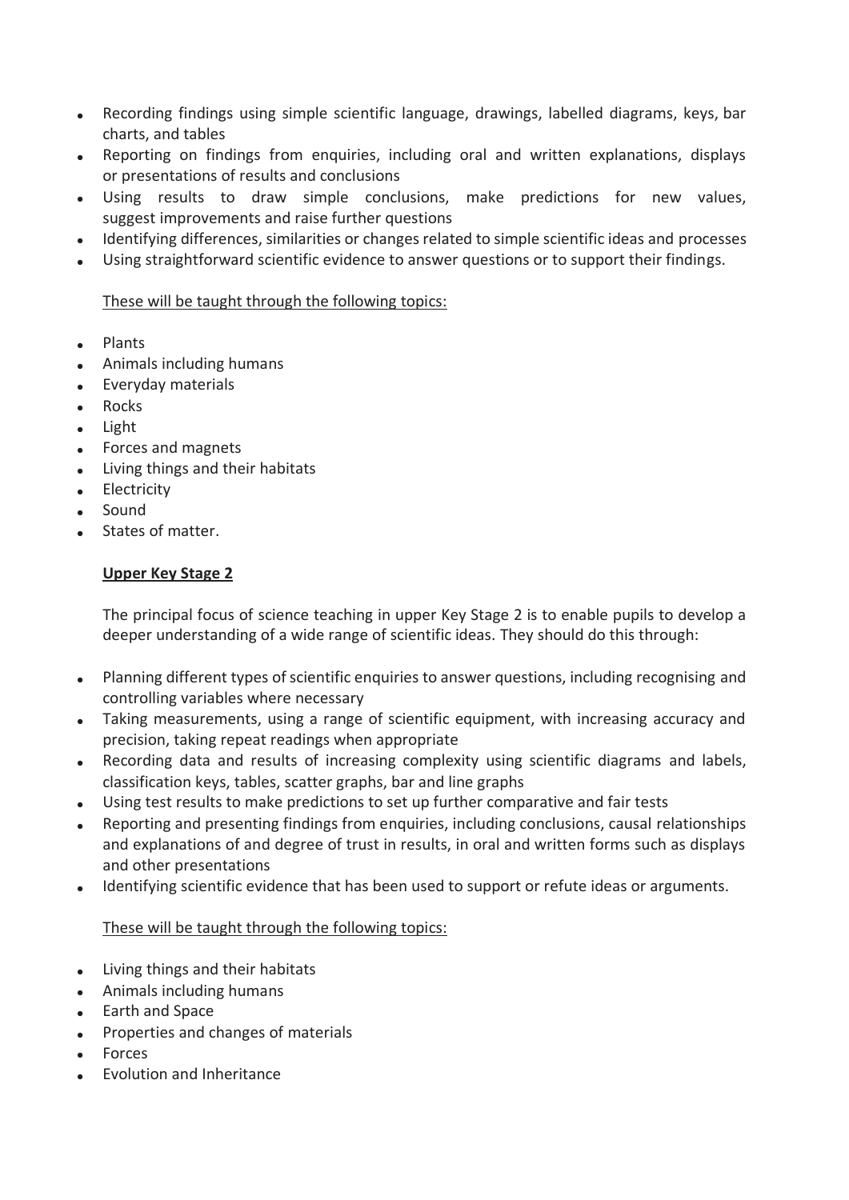- Recording findings using simple scientific language, drawings, labelled diagrams, keys, bar charts, and tables
- Reporting on findings from enquiries, including oral and written explanations, displays or presentations of results and conclusions
- Using results to draw simple conclusions, make predictions for new values, suggest improvements and raise further questions
- Identifying differences, similarities or changes related to simple scientific ideas and processes
- Using straightforward scientific evidence to answer questions or to support their findings.

These will be taught through the following topics:

- Plants
- Animals including humans
- Everyday materials
- Rocks
- Light
- Forces and magnets
- Living things and their habitats
- Electricity
- Sound
- States of matter.

**Upper Key Stage 2**

The principal focus of science teaching in upper Key Stage 2 is to enable pupils to develop a deeper understanding of a wide range of scientific ideas. They should do this through:

- Planning different types of scientific enquiries to answer questions, including recognising and controlling variables where necessary
- Taking measurements, using a range of scientific equipment, with increasing accuracy and precision, taking repeat readings when appropriate
- Recording data and results of increasing complexity using scientific diagrams and labels, classification keys, tables, scatter graphs, bar and line graphs
- Using test results to make predictions to set up further comparative and fair tests
- Reporting and presenting findings from enquiries, including conclusions, causal relationships and explanations of and degree of trust in results, in oral and written forms such as displays and other presentations
- Identifying scientific evidence that has been used to support or refute ideas or arguments.

These will be taught through the following topics:

- Living things and their habitats
- Animals including humans
- Earth and Space
- Properties and changes of materials
- Forces
- Evolution and Inheritance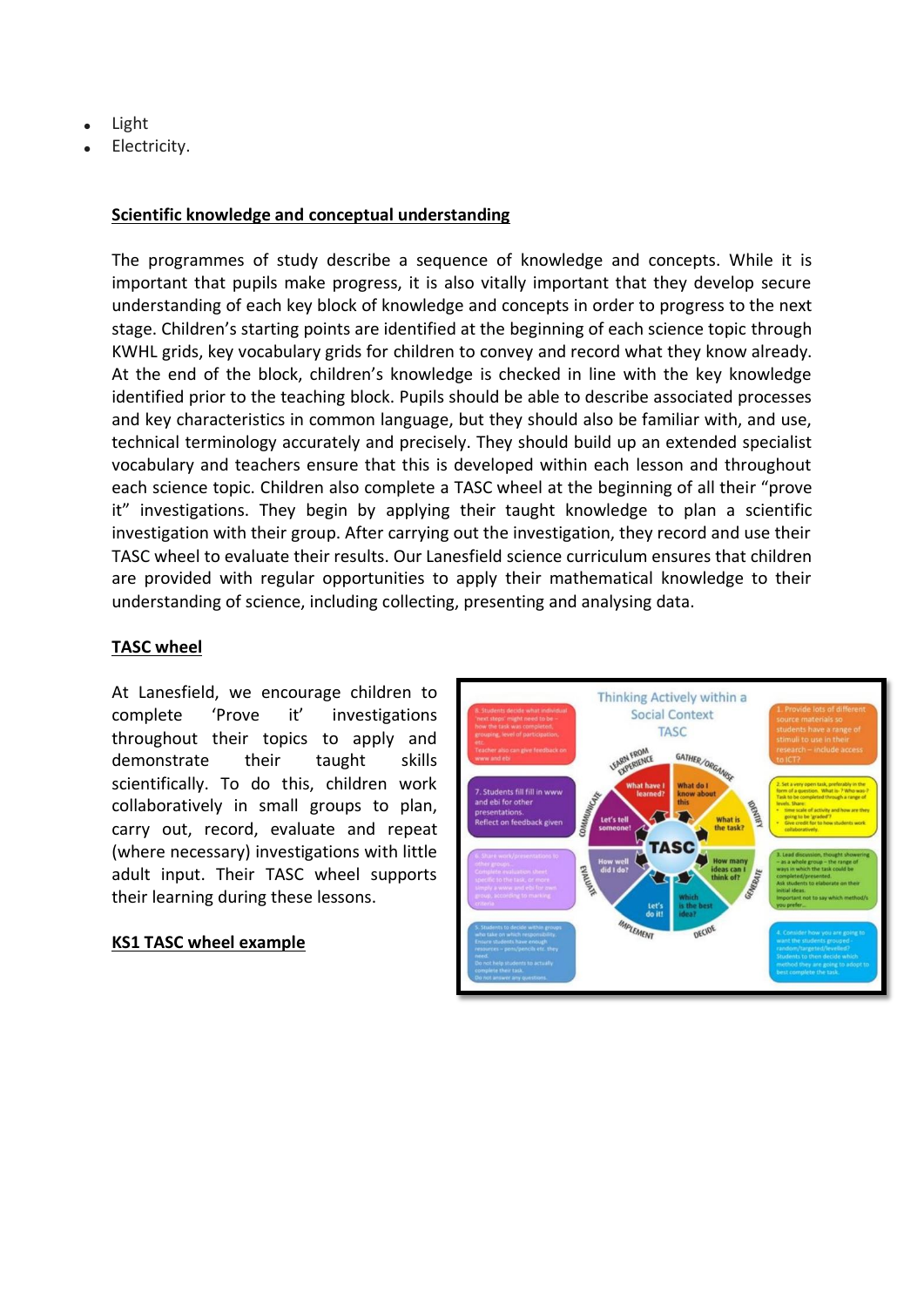- Light
- Electricity.

## Scientific knowledge and conceptual understanding

The programmes of study describe a sequence of knowledge and concepts. While it is important that pupils make progress, it is also vitally important that they develop secure understanding of each key block of knowledge and concepts in order to progress to the next stage. Children's starting points are identified at the beginning of each science topic through KWHL grids, key vocabulary grids for children to convey and record what they know already. At the end of the block, children's knowledge is checked in line with the key knowledge identified prior to the teaching block. Pupils should be able to describe associated processes and key characteristics in common language, but they should also be familiar with, and use, technical terminology accurately and precisely. They should build up an extended specialist vocabulary and teachers ensure that this is developed within each lesson and throughout each science topic. Children also complete a TASC wheel at the beginning of all their "prove it" investigations. They begin by applying their taught knowledge to plan a scientific investigation with their group. After carrying out the investigation, they record and use their TASC wheel to evaluate their results. Our Lanesfield science curriculum ensures that children are provided with regular opportunities to apply their mathematical knowledge to their understanding of science, including collecting, presenting and analysing data.

## TASC wheel

At Lanesfield, we encourage children to complete 'Prove it' investigations throughout their topics to apply and demonstrate their taught skills scientifically. To do this, children work collaboratively in small groups to plan, carry out, record, evaluate and repeat (where necessary) investigations with little adult input. Their TASC wheel supports their learning during these lessons.

## KS1 TASC wheel example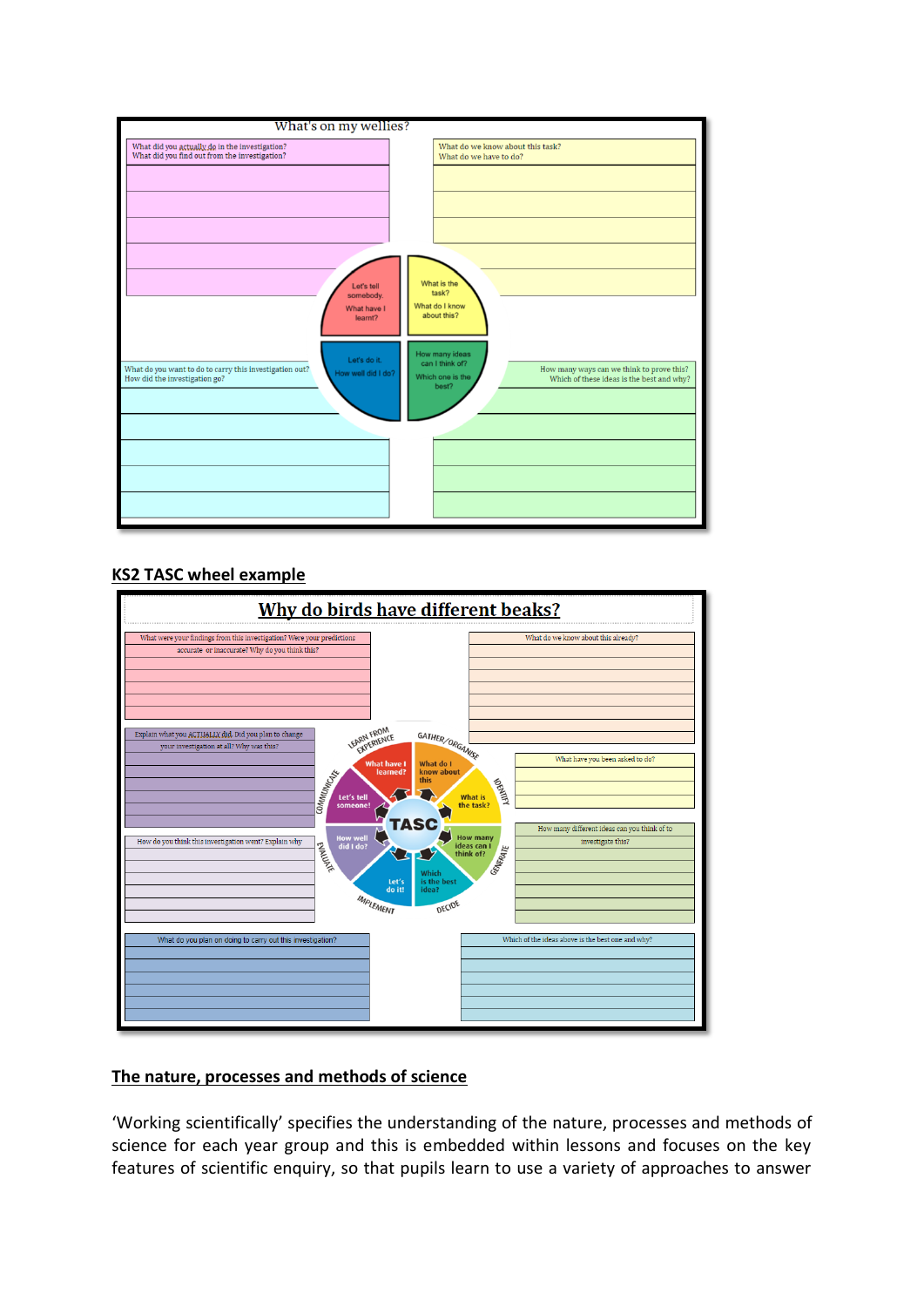What's on my wellies?

What did you actually do in the investigation?
What did you find out from the investigation?

What do we know about this task?
What do we have to do?

Let's tell somebody. What have I learnt?

What is the task? What do I know about this?

Let's do it. How well did I do?

How many ideas can I think of? Which one is the best?

What do you want to do to carry this investigation out?
How did the investigation go?

How many ways can we think to prove this?
Which of these ideas is the best and why?

## KS2 TASC wheel example

**Why do birds have different beaks?**

What were your findings from this investigation? Were your predictions accurate or inaccurate? Why do you think this?

What do we know about this already?

Explain what you ACTUALLY did. Did you plan to change your investigation at all? Why was this?

What have you been asked to do?

How do you think this investigation went? Explain why

How many different ideas can you think of to investigate this?

LEARN FROM EXPERIENCE — What have I learned?
GATHER/ORGANISE — What do I know about this
IDENTIFY — What is the task?
GENERATE — How many ideas can I think of?
DECIDE — Which is the best idea?
IMPLEMENT — Let's do it!
EVALUATE — How well did I do?
COMMUNICATE — Let's tell someone!
TASC

What do you plan on doing to carry out this investigation?

Which of the ideas above is the best one and why?

## The nature, processes and methods of science

'Working scientifically' specifies the understanding of the nature, processes and methods of science for each year group and this is embedded within lessons and focuses on the key features of scientific enquiry, so that pupils learn to use a variety of approaches to answer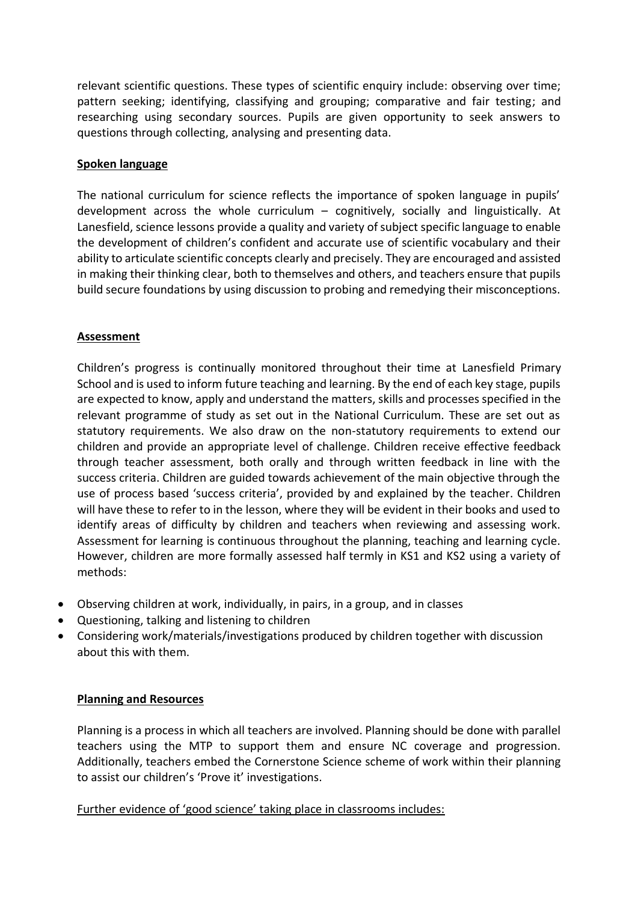relevant scientific questions. These types of scientific enquiry include: observing over time; pattern seeking; identifying, classifying and grouping; comparative and fair testing; and researching using secondary sources. Pupils are given opportunity to seek answers to questions through collecting, analysing and presenting data.

**Spoken language**

The national curriculum for science reflects the importance of spoken language in pupils' development across the whole curriculum – cognitively, socially and linguistically. At Lanesfield, science lessons provide a quality and variety of subject specific language to enable the development of children's confident and accurate use of scientific vocabulary and their ability to articulate scientific concepts clearly and precisely. They are encouraged and assisted in making their thinking clear, both to themselves and others, and teachers ensure that pupils build secure foundations by using discussion to probing and remedying their misconceptions.

**Assessment**

Children's progress is continually monitored throughout their time at Lanesfield Primary School and is used to inform future teaching and learning. By the end of each key stage, pupils are expected to know, apply and understand the matters, skills and processes specified in the relevant programme of study as set out in the National Curriculum. These are set out as statutory requirements. We also draw on the non-statutory requirements to extend our children and provide an appropriate level of challenge. Children receive effective feedback through teacher assessment, both orally and through written feedback in line with the success criteria. Children are guided towards achievement of the main objective through the use of process based 'success criteria', provided by and explained by the teacher. Children will have these to refer to in the lesson, where they will be evident in their books and used to identify areas of difficulty by children and teachers when reviewing and assessing work. Assessment for learning is continuous throughout the planning, teaching and learning cycle. However, children are more formally assessed half termly in KS1 and KS2 using a variety of methods:

- Observing children at work, individually, in pairs, in a group, and in classes
- Questioning, talking and listening to children
- Considering work/materials/investigations produced by children together with discussion about this with them.

**Planning and Resources**

Planning is a process in which all teachers are involved. Planning should be done with parallel teachers using the MTP to support them and ensure NC coverage and progression. Additionally, teachers embed the Cornerstone Science scheme of work within their planning to assist our children's 'Prove it' investigations.

Further evidence of 'good science' taking place in classrooms includes: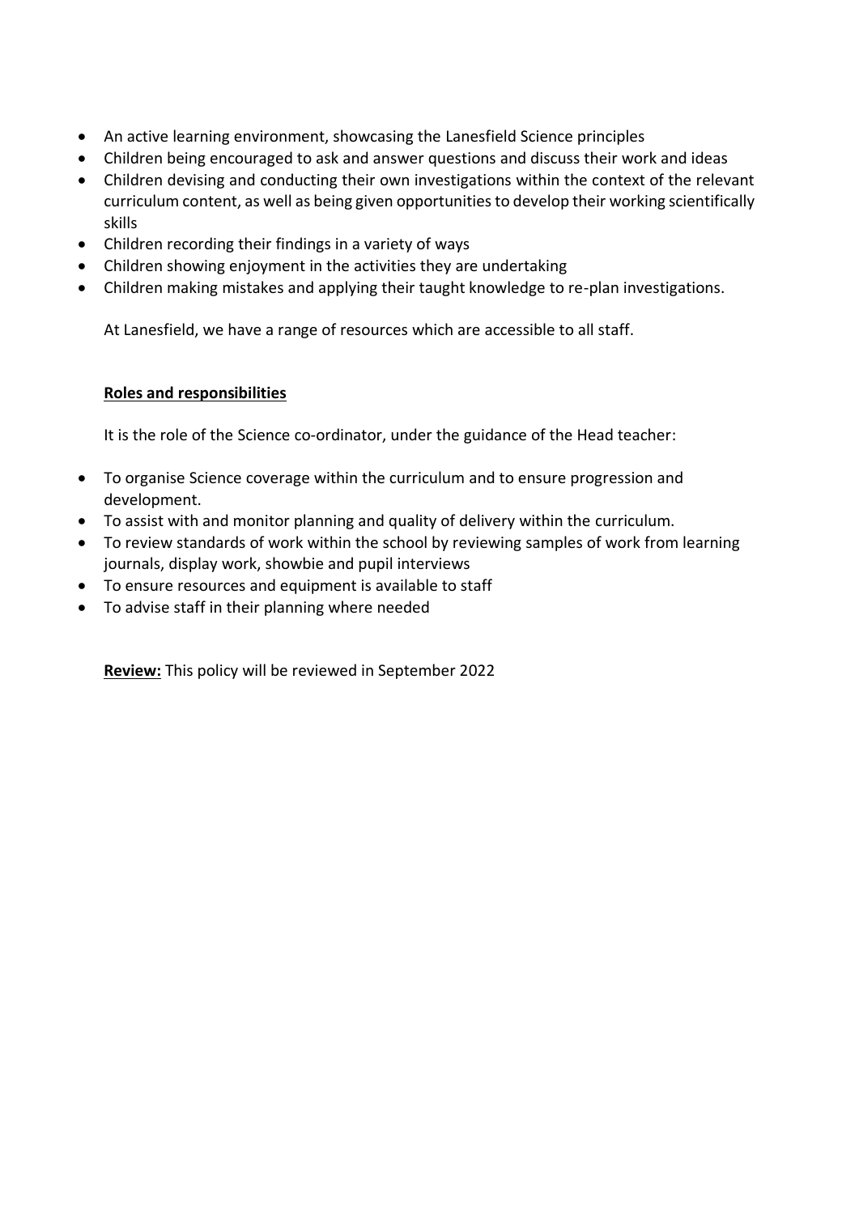- An active learning environment, showcasing the Lanesfield Science principles
- Children being encouraged to ask and answer questions and discuss their work and ideas
- Children devising and conducting their own investigations within the context of the relevant curriculum content, as well as being given opportunities to develop their working scientifically skills
- Children recording their findings in a variety of ways
- Children showing enjoyment in the activities they are undertaking
- Children making mistakes and applying their taught knowledge to re-plan investigations.

At Lanesfield, we have a range of resources which are accessible to all staff.

**Roles and responsibilities**

It is the role of the Science co-ordinator, under the guidance of the Head teacher:

- To organise Science coverage within the curriculum and to ensure progression and development.
- To assist with and monitor planning and quality of delivery within the curriculum.
- To review standards of work within the school by reviewing samples of work from learning journals, display work, showbie and pupil interviews
- To ensure resources and equipment is available to staff
- To advise staff in their planning where needed

**Review:** This policy will be reviewed in September 2022